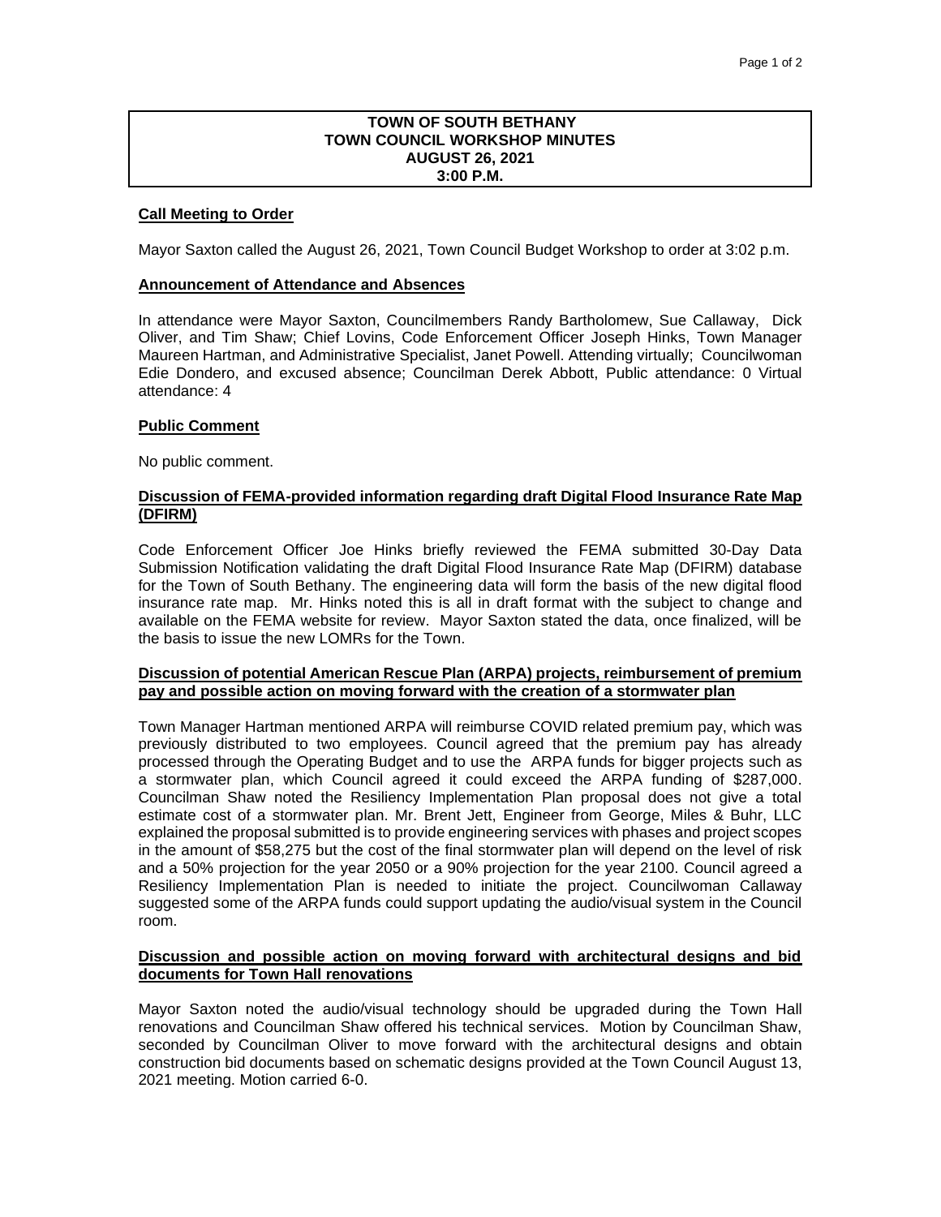# TOWN OF SOUTH BETHANY
# TOWN COUNCIL WORKSHOP MINUTES
# AUGUST 26, 2021
# 3:00 P.M.

## Call Meeting to Order

Mayor Saxton called the August 26, 2021, Town Council Budget Workshop to order at 3:02 p.m.

## Announcement of Attendance and Absences

In attendance were Mayor Saxton, Councilmembers Randy Bartholomew, Sue Callaway, Dick Oliver, and Tim Shaw; Chief Lovins, Code Enforcement Officer Joseph Hinks, Town Manager Maureen Hartman, and Administrative Specialist, Janet Powell. Attending virtually; Councilwoman Edie Dondero, and excused absence; Councilman Derek Abbott, Public attendance: 0 Virtual attendance: 4

## Public Comment

No public comment.

## Discussion of FEMA-provided information regarding draft Digital Flood Insurance Rate Map (DFIRM)

Code Enforcement Officer Joe Hinks briefly reviewed the FEMA submitted 30-Day Data Submission Notification validating the draft Digital Flood Insurance Rate Map (DFIRM) database for the Town of South Bethany. The engineering data will form the basis of the new digital flood insurance rate map. Mr. Hinks noted this is all in draft format with the subject to change and available on the FEMA website for review. Mayor Saxton stated the data, once finalized, will be the basis to issue the new LOMRs for the Town.

## Discussion of potential American Rescue Plan (ARPA) projects, reimbursement of premium pay and possible action on moving forward with the creation of a stormwater plan

Town Manager Hartman mentioned ARPA will reimburse COVID related premium pay, which was previously distributed to two employees. Council agreed that the premium pay has already processed through the Operating Budget and to use the ARPA funds for bigger projects such as a stormwater plan, which Council agreed it could exceed the ARPA funding of $287,000. Councilman Shaw noted the Resiliency Implementation Plan proposal does not give a total estimate cost of a stormwater plan. Mr. Brent Jett, Engineer from George, Miles & Buhr, LLC explained the proposal submitted is to provide engineering services with phases and project scopes in the amount of $58,275 but the cost of the final stormwater plan will depend on the level of risk and a 50% projection for the year 2050 or a 90% projection for the year 2100. Council agreed a Resiliency Implementation Plan is needed to initiate the project. Councilwoman Callaway suggested some of the ARPA funds could support updating the audio/visual system in the Council room.

## Discussion and possible action on moving forward with architectural designs and bid documents for Town Hall renovations

Mayor Saxton noted the audio/visual technology should be upgraded during the Town Hall renovations and Councilman Shaw offered his technical services. Motion by Councilman Shaw, seconded by Councilman Oliver to move forward with the architectural designs and obtain construction bid documents based on schematic designs provided at the Town Council August 13, 2021 meeting. Motion carried 6-0.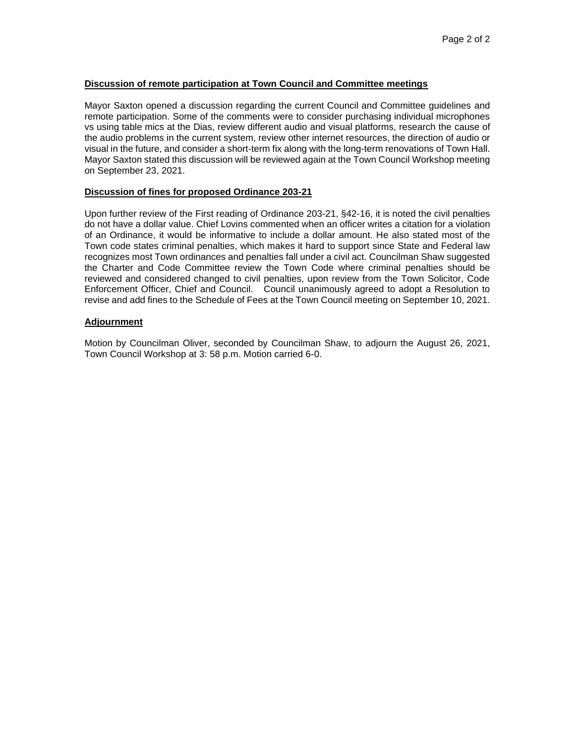**Discussion of remote participation at Town Council and Committee meetings**

Mayor Saxton opened a discussion regarding the current Council and Committee guidelines and remote participation. Some of the comments were to consider purchasing individual microphones vs using table mics at the Dias, review different audio and visual platforms, research the cause of the audio problems in the current system, review other internet resources, the direction of audio or visual in the future, and consider a short-term fix along with the long-term renovations of Town Hall. Mayor Saxton stated this discussion will be reviewed again at the Town Council Workshop meeting on September 23, 2021.

**Discussion of fines for proposed Ordinance 203-21**

Upon further review of the First reading of Ordinance 203-21, §42-16, it is noted the civil penalties do not have a dollar value. Chief Lovins commented when an officer writes a citation for a violation of an Ordinance, it would be informative to include a dollar amount. He also stated most of the Town code states criminal penalties, which makes it hard to support since State and Federal law recognizes most Town ordinances and penalties fall under a civil act. Councilman Shaw suggested the Charter and Code Committee review the Town Code where criminal penalties should be reviewed and considered changed to civil penalties, upon review from the Town Solicitor, Code Enforcement Officer, Chief and Council. Council unanimously agreed to adopt a Resolution to revise and add fines to the Schedule of Fees at the Town Council meeting on September 10, 2021.

**Adjournment**

Motion by Councilman Oliver, seconded by Councilman Shaw, to adjourn the August 26, 2021, Town Council Workshop at 3: 58 p.m. Motion carried 6-0.